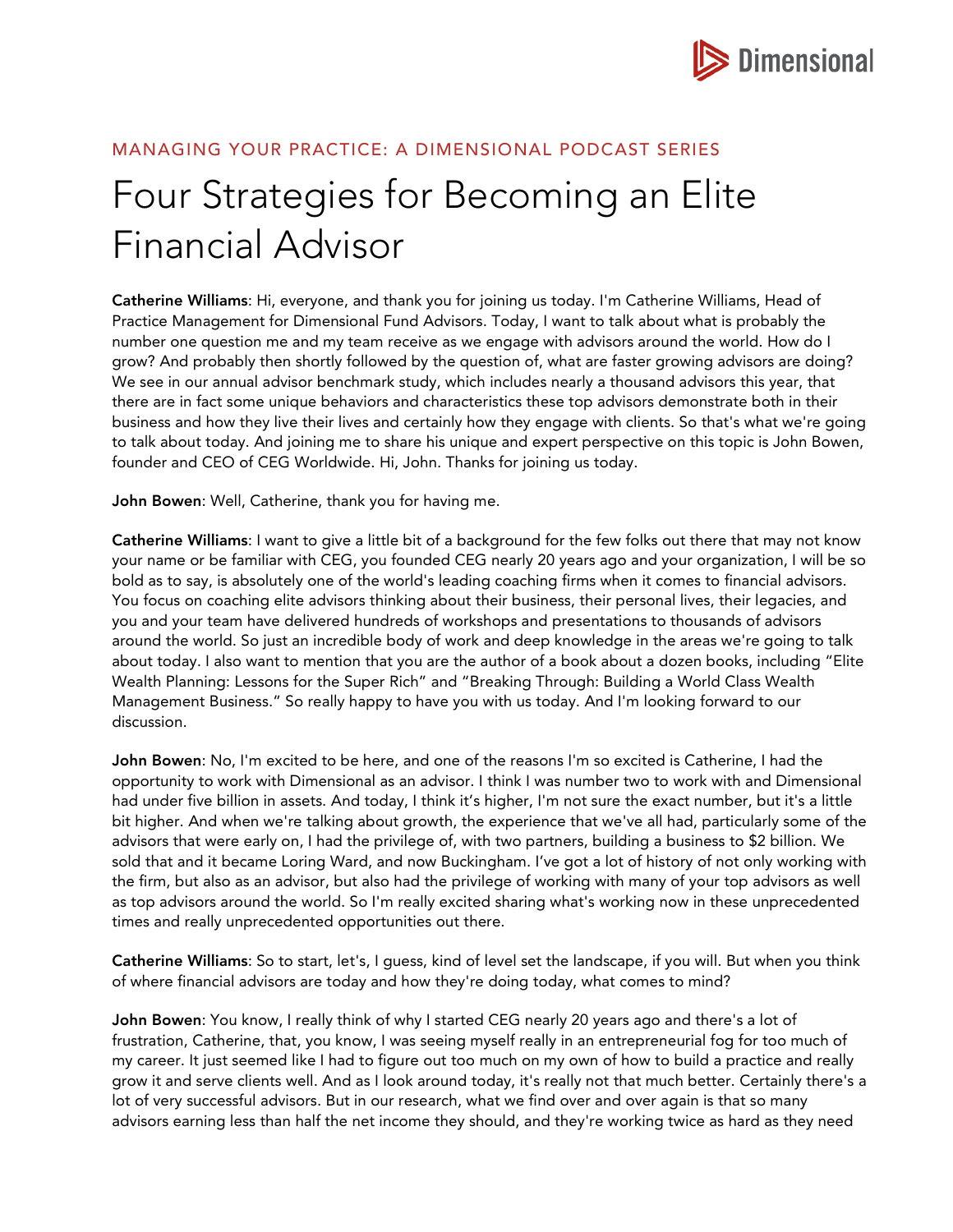MANAGING YOUR PRACTICE: A DIMENSIONAL PODCAST SERIES

# Four Strategies for Becoming an Elite Financial Advisor

**Catherine Williams**: Hi, everyone, and thank you for joining us today. I'm Catherine Williams, Head of Practice Management for Dimensional Fund Advisors. Today, I want to talk about what is probably the number one question me and my team receive as we engage with advisors around the world. How do I grow? And probably then shortly followed by the question of, what are faster growing advisors are doing? We see in our annual advisor benchmark study, which includes nearly a thousand advisors this year, that there are in fact some unique behaviors and characteristics these top advisors demonstrate both in their business and how they live their lives and certainly how they engage with clients. So that's what we're going to talk about today. And joining me to share his unique and expert perspective on this topic is John Bowen, founder and CEO of CEG Worldwide. Hi, John. Thanks for joining us today.

**John Bowen**: Well, Catherine, thank you for having me.

**Catherine Williams**: I want to give a little bit of a background for the few folks out there that may not know your name or be familiar with CEG, you founded CEG nearly 20 years ago and your organization, I will be so bold as to say, is absolutely one of the world's leading coaching firms when it comes to financial advisors. You focus on coaching elite advisors thinking about their business, their personal lives, their legacies, and you and your team have delivered hundreds of workshops and presentations to thousands of advisors around the world. So just an incredible body of work and deep knowledge in the areas we're going to talk about today. I also want to mention that you are the author of a book about a dozen books, including "Elite Wealth Planning: Lessons for the Super Rich" and "Breaking Through: Building a World Class Wealth Management Business." So really happy to have you with us today. And I'm looking forward to our discussion.

**John Bowen**: No, I'm excited to be here, and one of the reasons I'm so excited is Catherine, I had the opportunity to work with Dimensional as an advisor. I think I was number two to work with and Dimensional had under five billion in assets. And today, I think it's higher, I'm not sure the exact number, but it's a little bit higher. And when we're talking about growth, the experience that we've all had, particularly some of the advisors that were early on, I had the privilege of, with two partners, building a business to $2 billion. We sold that and it became Loring Ward, and now Buckingham. I've got a lot of history of not only working with the firm, but also as an advisor, but also had the privilege of working with many of your top advisors as well as top advisors around the world. So I'm really excited sharing what's working now in these unprecedented times and really unprecedented opportunities out there.

**Catherine Williams**: So to start, let's, I guess, kind of level set the landscape, if you will. But when you think of where financial advisors are today and how they're doing today, what comes to mind?

**John Bowen**: You know, I really think of why I started CEG nearly 20 years ago and there's a lot of frustration, Catherine, that, you know, I was seeing myself really in an entrepreneurial fog for too much of my career. It just seemed like I had to figure out too much on my own of how to build a practice and really grow it and serve clients well. And as I look around today, it's really not that much better. Certainly there's a lot of very successful advisors. But in our research, what we find over and over again is that so many advisors earning less than half the net income they should, and they're working twice as hard as they need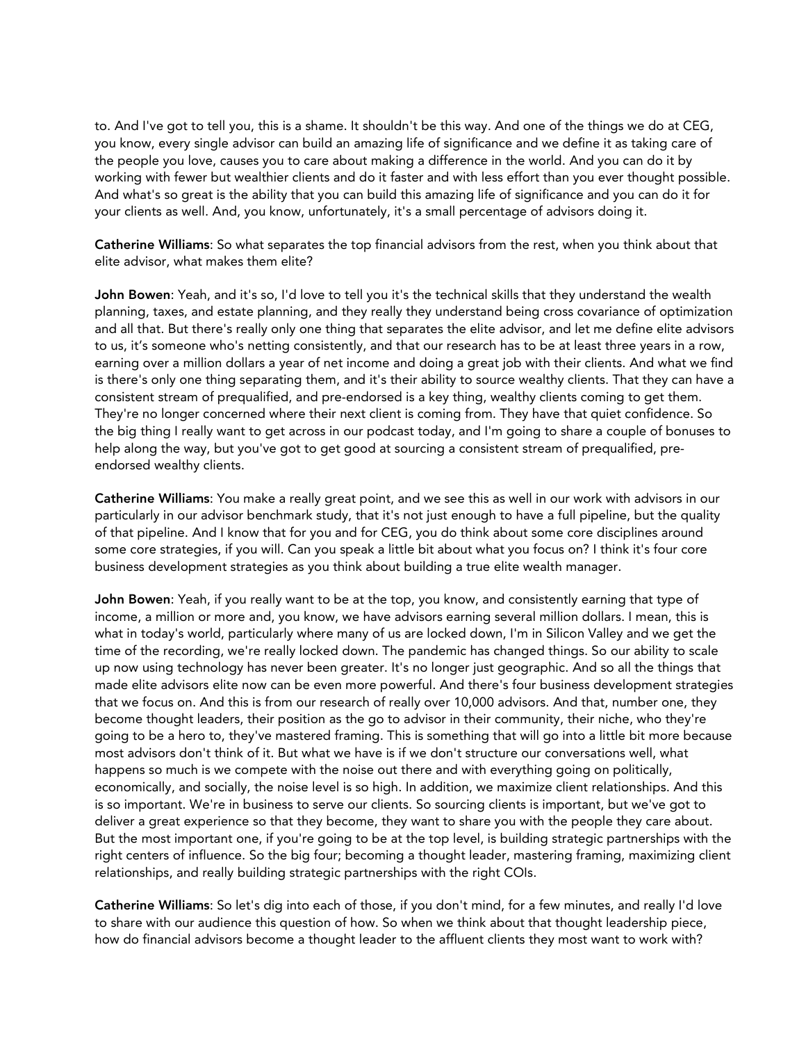to. And I've got to tell you, this is a shame. It shouldn't be this way. And one of the things we do at CEG, you know, every single advisor can build an amazing life of significance and we define it as taking care of the people you love, causes you to care about making a difference in the world. And you can do it by working with fewer but wealthier clients and do it faster and with less effort than you ever thought possible. And what's so great is the ability that you can build this amazing life of significance and you can do it for your clients as well. And, you know, unfortunately, it's a small percentage of advisors doing it.

**Catherine Williams**: So what separates the top financial advisors from the rest, when you think about that elite advisor, what makes them elite?

**John Bowen**: Yeah, and it's so, I'd love to tell you it's the technical skills that they understand the wealth planning, taxes, and estate planning, and they really they understand being cross covariance of optimization and all that. But there's really only one thing that separates the elite advisor, and let me define elite advisors to us, it's someone who's netting consistently, and that our research has to be at least three years in a row, earning over a million dollars a year of net income and doing a great job with their clients. And what we find is there's only one thing separating them, and it's their ability to source wealthy clients. That they can have a consistent stream of prequalified, and pre-endorsed is a key thing, wealthy clients coming to get them. They're no longer concerned where their next client is coming from. They have that quiet confidence. So the big thing I really want to get across in our podcast today, and I'm going to share a couple of bonuses to help along the way, but you've got to get good at sourcing a consistent stream of prequalified, pre-endorsed wealthy clients.

**Catherine Williams**: You make a really great point, and we see this as well in our work with advisors in our particularly in our advisor benchmark study, that it's not just enough to have a full pipeline, but the quality of that pipeline. And I know that for you and for CEG, you do think about some core disciplines around some core strategies, if you will. Can you speak a little bit about what you focus on? I think it's four core business development strategies as you think about building a true elite wealth manager.

**John Bowen**: Yeah, if you really want to be at the top, you know, and consistently earning that type of income, a million or more and, you know, we have advisors earning several million dollars. I mean, this is what in today's world, particularly where many of us are locked down, I'm in Silicon Valley and we get the time of the recording, we're really locked down. The pandemic has changed things. So our ability to scale up now using technology has never been greater. It's no longer just geographic. And so all the things that made elite advisors elite now can be even more powerful. And there's four business development strategies that we focus on. And this is from our research of really over 10,000 advisors. And that, number one, they become thought leaders, their position as the go to advisor in their community, their niche, who they're going to be a hero to, they've mastered framing. This is something that will go into a little bit more because most advisors don't think of it. But what we have is if we don't structure our conversations well, what happens so much is we compete with the noise out there and with everything going on politically, economically, and socially, the noise level is so high. In addition, we maximize client relationships. And this is so important. We're in business to serve our clients. So sourcing clients is important, but we've got to deliver a great experience so that they become, they want to share you with the people they care about. But the most important one, if you're going to be at the top level, is building strategic partnerships with the right centers of influence. So the big four; becoming a thought leader, mastering framing, maximizing client relationships, and really building strategic partnerships with the right COIs.

**Catherine Williams**: So let's dig into each of those, if you don't mind, for a few minutes, and really I'd love to share with our audience this question of how. So when we think about that thought leadership piece, how do financial advisors become a thought leader to the affluent clients they most want to work with?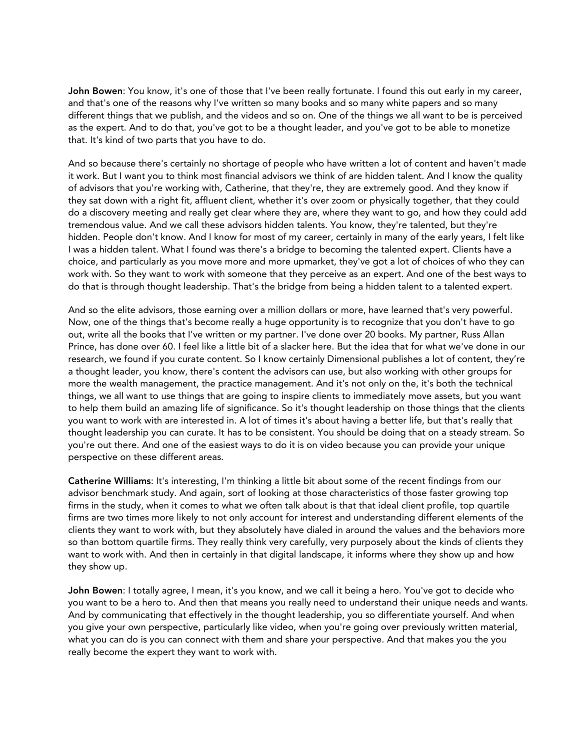**John Bowen**: You know, it's one of those that I've been really fortunate. I found this out early in my career, and that's one of the reasons why I've written so many books and so many white papers and so many different things that we publish, and the videos and so on. One of the things we all want to be is perceived as the expert. And to do that, you've got to be a thought leader, and you've got to be able to monetize that. It's kind of two parts that you have to do.

And so because there's certainly no shortage of people who have written a lot of content and haven't made it work. But I want you to think most financial advisors we think of are hidden talent. And I know the quality of advisors that you're working with, Catherine, that they're, they are extremely good. And they know if they sat down with a right fit, affluent client, whether it's over zoom or physically together, that they could do a discovery meeting and really get clear where they are, where they want to go, and how they could add tremendous value. And we call these advisors hidden talents. You know, they're talented, but they're hidden. People don't know. And I know for most of my career, certainly in many of the early years, I felt like I was a hidden talent. What I found was there's a bridge to becoming the talented expert. Clients have a choice, and particularly as you move more and more upmarket, they've got a lot of choices of who they can work with. So they want to work with someone that they perceive as an expert. And one of the best ways to do that is through thought leadership. That's the bridge from being a hidden talent to a talented expert.

And so the elite advisors, those earning over a million dollars or more, have learned that's very powerful. Now, one of the things that's become really a huge opportunity is to recognize that you don't have to go out, write all the books that I've written or my partner. I've done over 20 books. My partner, Russ Allan Prince, has done over 60. I feel like a little bit of a slacker here. But the idea that for what we've done in our research, we found if you curate content. So I know certainly Dimensional publishes a lot of content, they're a thought leader, you know, there's content the advisors can use, but also working with other groups for more the wealth management, the practice management. And it's not only on the, it's both the technical things, we all want to use things that are going to inspire clients to immediately move assets, but you want to help them build an amazing life of significance. So it's thought leadership on those things that the clients you want to work with are interested in. A lot of times it's about having a better life, but that's really that thought leadership you can curate. It has to be consistent. You should be doing that on a steady stream. So you're out there. And one of the easiest ways to do it is on video because you can provide your unique perspective on these different areas.

**Catherine Williams**: It's interesting, I'm thinking a little bit about some of the recent findings from our advisor benchmark study. And again, sort of looking at those characteristics of those faster growing top firms in the study, when it comes to what we often talk about is that that ideal client profile, top quartile firms are two times more likely to not only account for interest and understanding different elements of the clients they want to work with, but they absolutely have dialed in around the values and the behaviors more so than bottom quartile firms. They really think very carefully, very purposely about the kinds of clients they want to work with. And then in certainly in that digital landscape, it informs where they show up and how they show up.

**John Bowen**: I totally agree, I mean, it's you know, and we call it being a hero. You've got to decide who you want to be a hero to. And then that means you really need to understand their unique needs and wants. And by communicating that effectively in the thought leadership, you so differentiate yourself. And when you give your own perspective, particularly like video, when you're going over previously written material, what you can do is you can connect with them and share your perspective. And that makes you the you really become the expert they want to work with.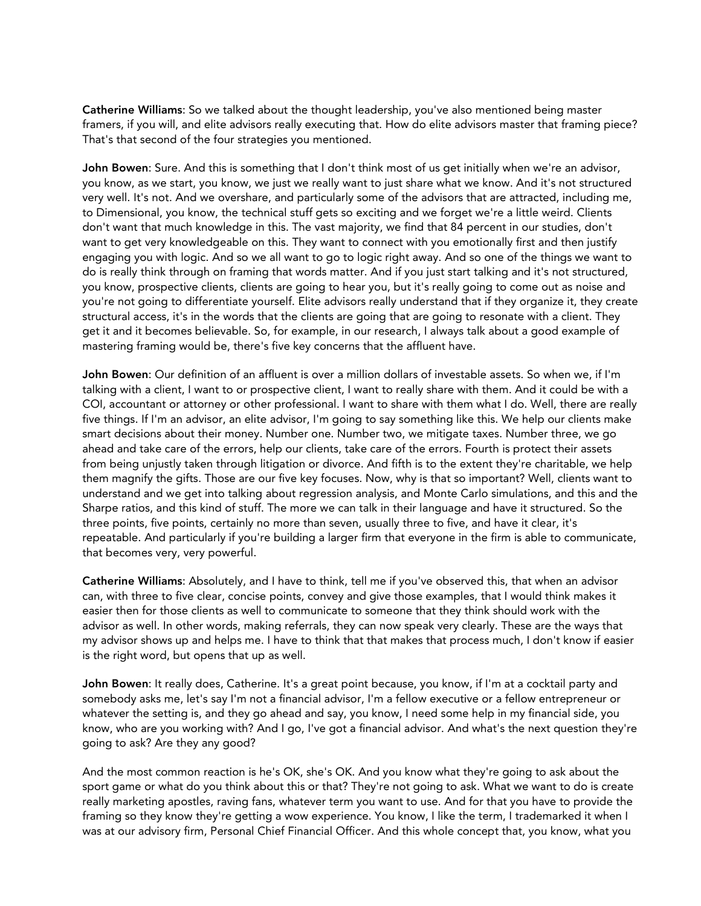**Catherine Williams**: So we talked about the thought leadership, you've also mentioned being master framers, if you will, and elite advisors really executing that. How do elite advisors master that framing piece? That's that second of the four strategies you mentioned.

**John Bowen**: Sure. And this is something that I don't think most of us get initially when we're an advisor, you know, as we start, you know, we just we really want to just share what we know. And it's not structured very well. It's not. And we overshare, and particularly some of the advisors that are attracted, including me, to Dimensional, you know, the technical stuff gets so exciting and we forget we're a little weird. Clients don't want that much knowledge in this. The vast majority, we find that 84 percent in our studies, don't want to get very knowledgeable on this. They want to connect with you emotionally first and then justify engaging you with logic. And so we all want to go to logic right away. And so one of the things we want to do is really think through on framing that words matter. And if you just start talking and it's not structured, you know, prospective clients, clients are going to hear you, but it's really going to come out as noise and you're not going to differentiate yourself. Elite advisors really understand that if they organize it, they create structural access, it's in the words that the clients are going that are going to resonate with a client. They get it and it becomes believable. So, for example, in our research, I always talk about a good example of mastering framing would be, there's five key concerns that the affluent have.

**John Bowen**: Our definition of an affluent is over a million dollars of investable assets. So when we, if I'm talking with a client, I want to or prospective client, I want to really share with them. And it could be with a COI, accountant or attorney or other professional. I want to share with them what I do. Well, there are really five things. If I'm an advisor, an elite advisor, I'm going to say something like this. We help our clients make smart decisions about their money. Number one. Number two, we mitigate taxes. Number three, we go ahead and take care of the errors, help our clients, take care of the errors. Fourth is protect their assets from being unjustly taken through litigation or divorce. And fifth is to the extent they're charitable, we help them magnify the gifts. Those are our five key focuses. Now, why is that so important? Well, clients want to understand and we get into talking about regression analysis, and Monte Carlo simulations, and this and the Sharpe ratios, and this kind of stuff. The more we can talk in their language and have it structured. So the three points, five points, certainly no more than seven, usually three to five, and have it clear, it's repeatable. And particularly if you're building a larger firm that everyone in the firm is able to communicate, that becomes very, very powerful.

**Catherine Williams**: Absolutely, and I have to think, tell me if you've observed this, that when an advisor can, with three to five clear, concise points, convey and give those examples, that I would think makes it easier then for those clients as well to communicate to someone that they think should work with the advisor as well. In other words, making referrals, they can now speak very clearly. These are the ways that my advisor shows up and helps me. I have to think that that makes that process much, I don't know if easier is the right word, but opens that up as well.

**John Bowen**: It really does, Catherine. It's a great point because, you know, if I'm at a cocktail party and somebody asks me, let's say I'm not a financial advisor, I'm a fellow executive or a fellow entrepreneur or whatever the setting is, and they go ahead and say, you know, I need some help in my financial side, you know, who are you working with? And I go, I've got a financial advisor. And what's the next question they're going to ask? Are they any good?

And the most common reaction is he's OK, she's OK. And you know what they're going to ask about the sport game or what do you think about this or that? They're not going to ask. What we want to do is create really marketing apostles, raving fans, whatever term you want to use. And for that you have to provide the framing so they know they're getting a wow experience. You know, I like the term, I trademarked it when I was at our advisory firm, Personal Chief Financial Officer. And this whole concept that, you know, what you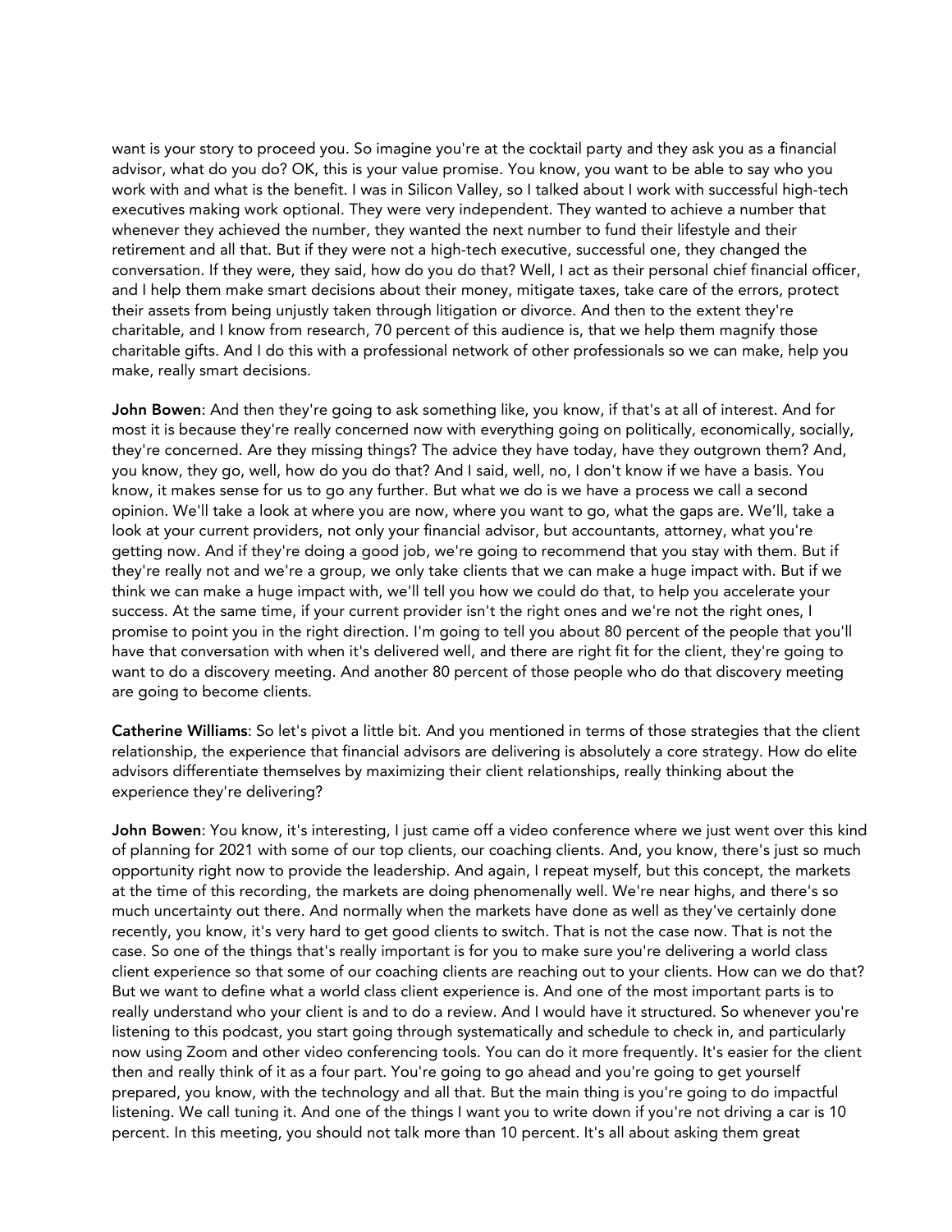want is your story to proceed you. So imagine you're at the cocktail party and they ask you as a financial advisor, what do you do? OK, this is your value promise. You know, you want to be able to say who you work with and what is the benefit. I was in Silicon Valley, so I talked about I work with successful high-tech executives making work optional. They were very independent. They wanted to achieve a number that whenever they achieved the number, they wanted the next number to fund their lifestyle and their retirement and all that. But if they were not a high-tech executive, successful one, they changed the conversation. If they were, they said, how do you do that? Well, I act as their personal chief financial officer, and I help them make smart decisions about their money, mitigate taxes, take care of the errors, protect their assets from being unjustly taken through litigation or divorce. And then to the extent they're charitable, and I know from research, 70 percent of this audience is, that we help them magnify those charitable gifts. And I do this with a professional network of other professionals so we can make, help you make, really smart decisions.

**John Bowen**: And then they're going to ask something like, you know, if that's at all of interest. And for most it is because they're really concerned now with everything going on politically, economically, socially, they're concerned. Are they missing things? The advice they have today, have they outgrown them? And, you know, they go, well, how do you do that? And I said, well, no, I don't know if we have a basis. You know, it makes sense for us to go any further. But what we do is we have a process we call a second opinion. We'll take a look at where you are now, where you want to go, what the gaps are. We'll, take a look at your current providers, not only your financial advisor, but accountants, attorney, what you're getting now. And if they're doing a good job, we're going to recommend that you stay with them. But if they're really not and we're a group, we only take clients that we can make a huge impact with. But if we think we can make a huge impact with, we'll tell you how we could do that, to help you accelerate your success. At the same time, if your current provider isn't the right ones and we're not the right ones, I promise to point you in the right direction. I'm going to tell you about 80 percent of the people that you'll have that conversation with when it's delivered well, and there are right fit for the client, they're going to want to do a discovery meeting. And another 80 percent of those people who do that discovery meeting are going to become clients.

**Catherine Williams**: So let's pivot a little bit. And you mentioned in terms of those strategies that the client relationship, the experience that financial advisors are delivering is absolutely a core strategy. How do elite advisors differentiate themselves by maximizing their client relationships, really thinking about the experience they're delivering?

**John Bowen**: You know, it's interesting, I just came off a video conference where we just went over this kind of planning for 2021 with some of our top clients, our coaching clients. And, you know, there's just so much opportunity right now to provide the leadership. And again, I repeat myself, but this concept, the markets at the time of this recording, the markets are doing phenomenally well. We're near highs, and there's so much uncertainty out there. And normally when the markets have done as well as they've certainly done recently, you know, it's very hard to get good clients to switch. That is not the case now. That is not the case. So one of the things that's really important is for you to make sure you're delivering a world class client experience so that some of our coaching clients are reaching out to your clients. How can we do that? But we want to define what a world class client experience is. And one of the most important parts is to really understand who your client is and to do a review. And I would have it structured. So whenever you're listening to this podcast, you start going through systematically and schedule to check in, and particularly now using Zoom and other video conferencing tools. You can do it more frequently. It's easier for the client then and really think of it as a four part. You're going to go ahead and you're going to get yourself prepared, you know, with the technology and all that. But the main thing is you're going to do impactful listening. We call tuning it. And one of the things I want you to write down if you're not driving a car is 10 percent. In this meeting, you should not talk more than 10 percent. It's all about asking them great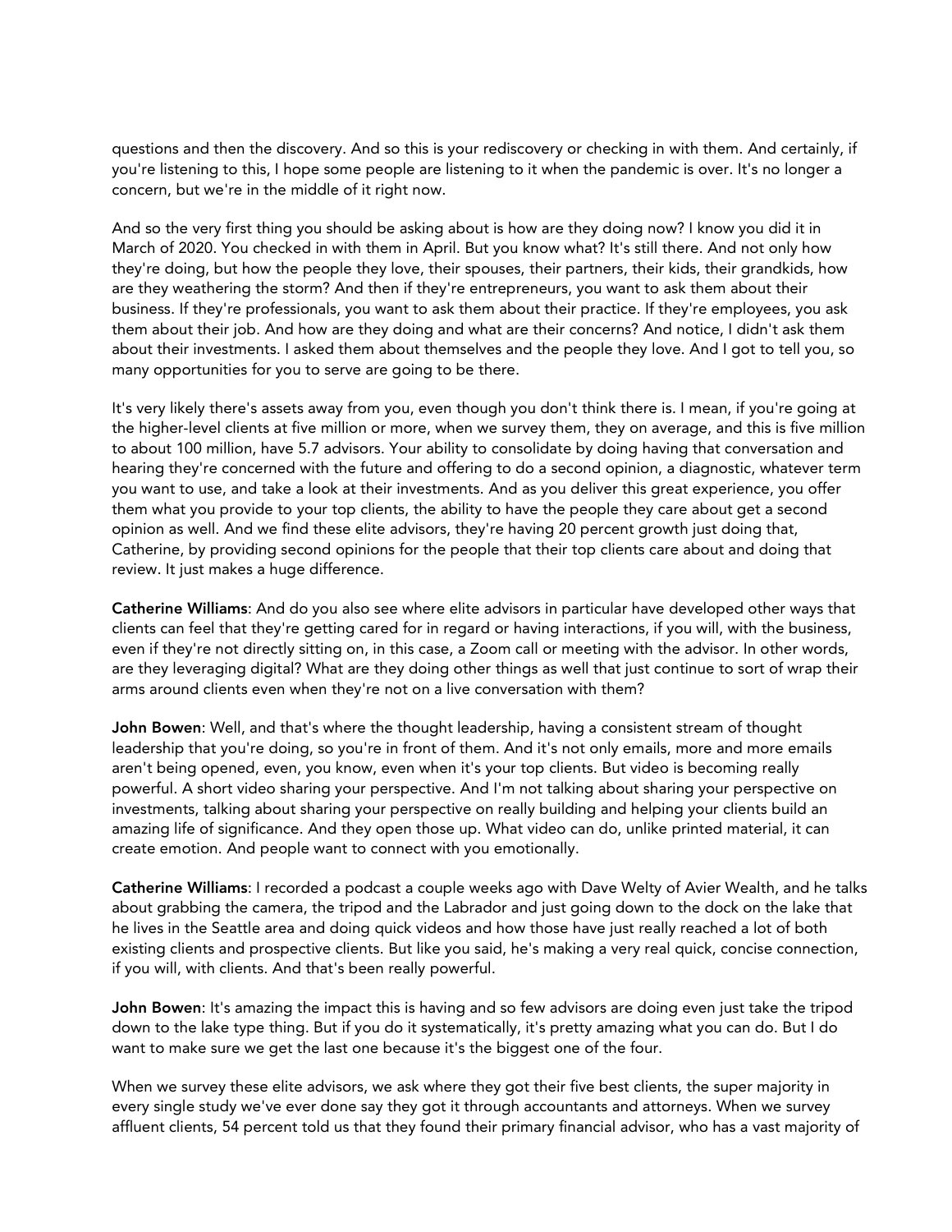questions and then the discovery. And so this is your rediscovery or checking in with them. And certainly, if you're listening to this, I hope some people are listening to it when the pandemic is over. It's no longer a concern, but we're in the middle of it right now.

And so the very first thing you should be asking about is how are they doing now? I know you did it in March of 2020. You checked in with them in April. But you know what? It's still there. And not only how they're doing, but how the people they love, their spouses, their partners, their kids, their grandkids, how are they weathering the storm? And then if they're entrepreneurs, you want to ask them about their business. If they're professionals, you want to ask them about their practice. If they're employees, you ask them about their job. And how are they doing and what are their concerns? And notice, I didn't ask them about their investments. I asked them about themselves and the people they love. And I got to tell you, so many opportunities for you to serve are going to be there.

It's very likely there's assets away from you, even though you don't think there is. I mean, if you're going at the higher-level clients at five million or more, when we survey them, they on average, and this is five million to about 100 million, have 5.7 advisors. Your ability to consolidate by doing having that conversation and hearing they're concerned with the future and offering to do a second opinion, a diagnostic, whatever term you want to use, and take a look at their investments. And as you deliver this great experience, you offer them what you provide to your top clients, the ability to have the people they care about get a second opinion as well. And we find these elite advisors, they're having 20 percent growth just doing that, Catherine, by providing second opinions for the people that their top clients care about and doing that review. It just makes a huge difference.

**Catherine Williams**: And do you also see where elite advisors in particular have developed other ways that clients can feel that they're getting cared for in regard or having interactions, if you will, with the business, even if they're not directly sitting on, in this case, a Zoom call or meeting with the advisor. In other words, are they leveraging digital? What are they doing other things as well that just continue to sort of wrap their arms around clients even when they're not on a live conversation with them?

**John Bowen**: Well, and that's where the thought leadership, having a consistent stream of thought leadership that you're doing, so you're in front of them. And it's not only emails, more and more emails aren't being opened, even, you know, even when it's your top clients. But video is becoming really powerful. A short video sharing your perspective. And I'm not talking about sharing your perspective on investments, talking about sharing your perspective on really building and helping your clients build an amazing life of significance. And they open those up. What video can do, unlike printed material, it can create emotion. And people want to connect with you emotionally.

**Catherine Williams**: I recorded a podcast a couple weeks ago with Dave Welty of Avier Wealth, and he talks about grabbing the camera, the tripod and the Labrador and just going down to the dock on the lake that he lives in the Seattle area and doing quick videos and how those have just really reached a lot of both existing clients and prospective clients. But like you said, he's making a very real quick, concise connection, if you will, with clients. And that's been really powerful.

**John Bowen**: It's amazing the impact this is having and so few advisors are doing even just take the tripod down to the lake type thing. But if you do it systematically, it's pretty amazing what you can do. But I do want to make sure we get the last one because it's the biggest one of the four.

When we survey these elite advisors, we ask where they got their five best clients, the super majority in every single study we've ever done say they got it through accountants and attorneys. When we survey affluent clients, 54 percent told us that they found their primary financial advisor, who has a vast majority of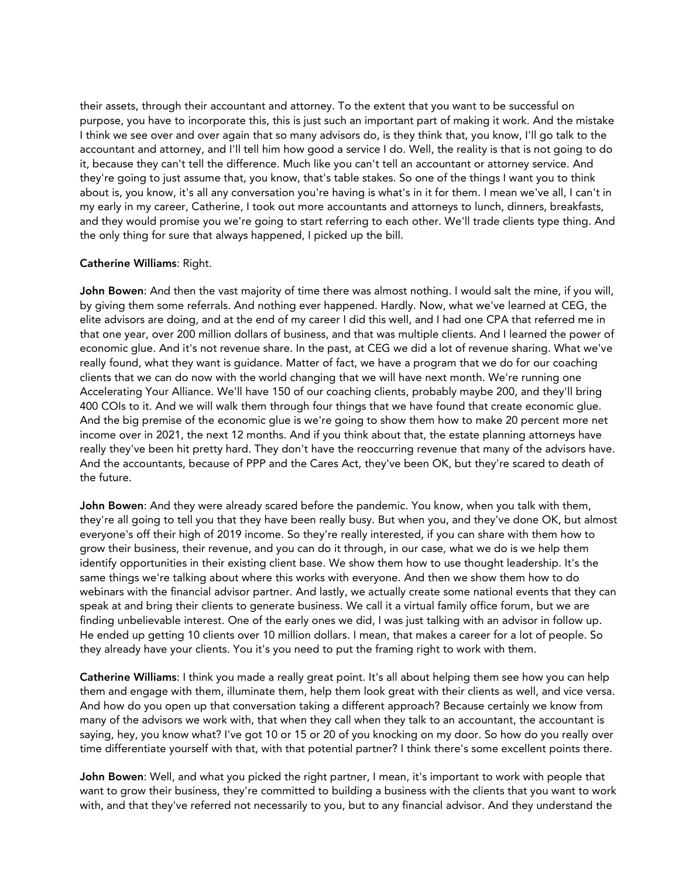their assets, through their accountant and attorney. To the extent that you want to be successful on purpose, you have to incorporate this, this is just such an important part of making it work. And the mistake I think we see over and over again that so many advisors do, is they think that, you know, I'll go talk to the accountant and attorney, and I'll tell him how good a service I do. Well, the reality is that is not going to do it, because they can't tell the difference. Much like you can't tell an accountant or attorney service. And they're going to just assume that, you know, that's table stakes. So one of the things I want you to think about is, you know, it's all any conversation you're having is what's in it for them. I mean we've all, I can't in my early in my career, Catherine, I took out more accountants and attorneys to lunch, dinners, breakfasts, and they would promise you we're going to start referring to each other. We'll trade clients type thing. And the only thing for sure that always happened, I picked up the bill.

**Catherine Williams**: Right.

**John Bowen**: And then the vast majority of time there was almost nothing. I would salt the mine, if you will, by giving them some referrals. And nothing ever happened. Hardly. Now, what we've learned at CEG, the elite advisors are doing, and at the end of my career I did this well, and I had one CPA that referred me in that one year, over 200 million dollars of business, and that was multiple clients. And I learned the power of economic glue. And it's not revenue share. In the past, at CEG we did a lot of revenue sharing. What we've really found, what they want is guidance. Matter of fact, we have a program that we do for our coaching clients that we can do now with the world changing that we will have next month. We're running one Accelerating Your Alliance. We'll have 150 of our coaching clients, probably maybe 200, and they'll bring 400 COIs to it. And we will walk them through four things that we have found that create economic glue. And the big premise of the economic glue is we're going to show them how to make 20 percent more net income over in 2021, the next 12 months. And if you think about that, the estate planning attorneys have really they've been hit pretty hard. They don't have the reoccurring revenue that many of the advisors have. And the accountants, because of PPP and the Cares Act, they've been OK, but they're scared to death of the future.

**John Bowen**: And they were already scared before the pandemic. You know, when you talk with them, they're all going to tell you that they have been really busy. But when you, and they've done OK, but almost everyone's off their high of 2019 income. So they're really interested, if you can share with them how to grow their business, their revenue, and you can do it through, in our case, what we do is we help them identify opportunities in their existing client base. We show them how to use thought leadership. It's the same things we're talking about where this works with everyone. And then we show them how to do webinars with the financial advisor partner. And lastly, we actually create some national events that they can speak at and bring their clients to generate business. We call it a virtual family office forum, but we are finding unbelievable interest. One of the early ones we did, I was just talking with an advisor in follow up. He ended up getting 10 clients over 10 million dollars. I mean, that makes a career for a lot of people. So they already have your clients. You it's you need to put the framing right to work with them.

**Catherine Williams**: I think you made a really great point. It's all about helping them see how you can help them and engage with them, illuminate them, help them look great with their clients as well, and vice versa. And how do you open up that conversation taking a different approach? Because certainly we know from many of the advisors we work with, that when they call when they talk to an accountant, the accountant is saying, hey, you know what? I've got 10 or 15 or 20 of you knocking on my door. So how do you really over time differentiate yourself with that, with that potential partner? I think there's some excellent points there.

**John Bowen**: Well, and what you picked the right partner, I mean, it's important to work with people that want to grow their business, they're committed to building a business with the clients that you want to work with, and that they've referred not necessarily to you, but to any financial advisor. And they understand the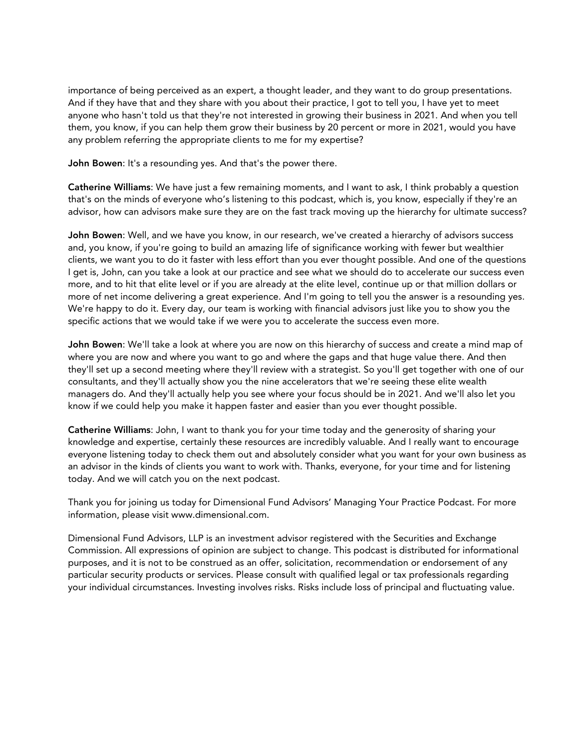importance of being perceived as an expert, a thought leader, and they want to do group presentations. And if they have that and they share with you about their practice, I got to tell you, I have yet to meet anyone who hasn't told us that they're not interested in growing their business in 2021. And when you tell them, you know, if you can help them grow their business by 20 percent or more in 2021, would you have any problem referring the appropriate clients to me for my expertise?

**John Bowen**: It's a resounding yes. And that's the power there.

**Catherine Williams**: We have just a few remaining moments, and I want to ask, I think probably a question that's on the minds of everyone who's listening to this podcast, which is, you know, especially if they're an advisor, how can advisors make sure they are on the fast track moving up the hierarchy for ultimate success?

**John Bowen**: Well, and we have you know, in our research, we've created a hierarchy of advisors success and, you know, if you're going to build an amazing life of significance working with fewer but wealthier clients, we want you to do it faster with less effort than you ever thought possible. And one of the questions I get is, John, can you take a look at our practice and see what we should do to accelerate our success even more, and to hit that elite level or if you are already at the elite level, continue up or that million dollars or more of net income delivering a great experience. And I'm going to tell you the answer is a resounding yes. We're happy to do it. Every day, our team is working with financial advisors just like you to show you the specific actions that we would take if we were you to accelerate the success even more.

**John Bowen**: We'll take a look at where you are now on this hierarchy of success and create a mind map of where you are now and where you want to go and where the gaps and that huge value there. And then they'll set up a second meeting where they'll review with a strategist. So you'll get together with one of our consultants, and they'll actually show you the nine accelerators that we're seeing these elite wealth managers do. And they'll actually help you see where your focus should be in 2021. And we'll also let you know if we could help you make it happen faster and easier than you ever thought possible.

**Catherine Williams**: John, I want to thank you for your time today and the generosity of sharing your knowledge and expertise, certainly these resources are incredibly valuable. And I really want to encourage everyone listening today to check them out and absolutely consider what you want for your own business as an advisor in the kinds of clients you want to work with. Thanks, everyone, for your time and for listening today. And we will catch you on the next podcast.

Thank you for joining us today for Dimensional Fund Advisors' Managing Your Practice Podcast. For more information, please visit www.dimensional.com.

Dimensional Fund Advisors, LLP is an investment advisor registered with the Securities and Exchange Commission. All expressions of opinion are subject to change. This podcast is distributed for informational purposes, and it is not to be construed as an offer, solicitation, recommendation or endorsement of any particular security products or services. Please consult with qualified legal or tax professionals regarding your individual circumstances. Investing involves risks. Risks include loss of principal and fluctuating value.